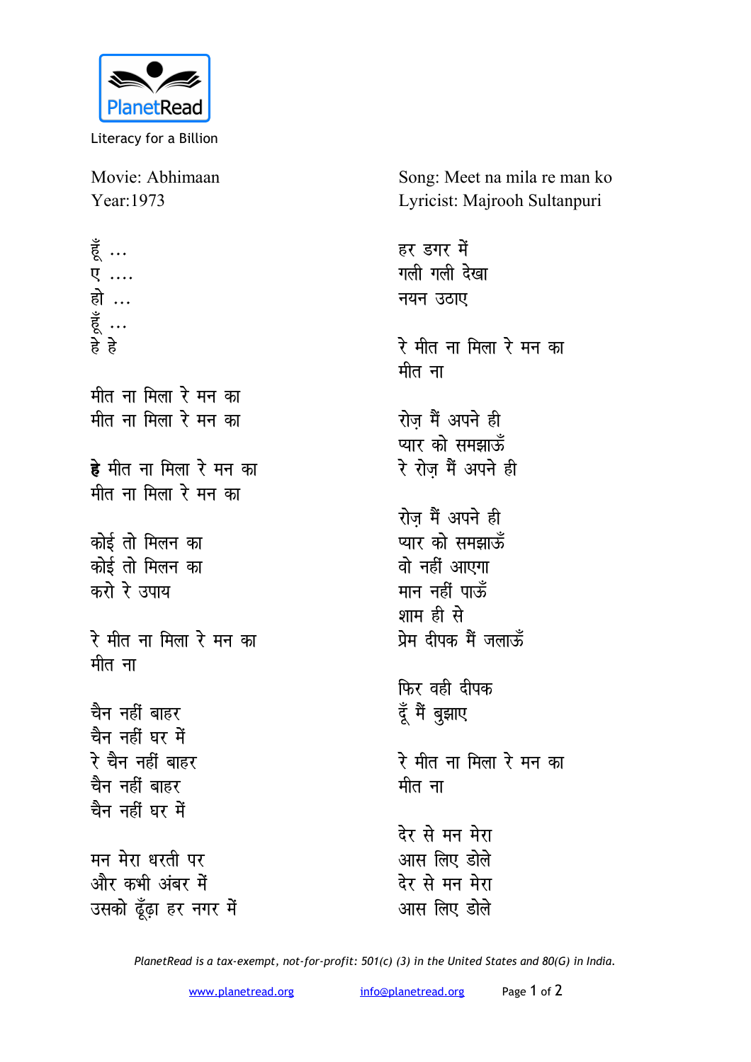PlanetRead

Literacy for a Billion

Movie: Abhimaan
Year:1973

Song: Meet na mila re man ko
Lyricist: Majrooh Sultanpuri

हूँ ...
ए ....
हो ...
हूँ ...
हे हे

मीत ना मिला रे मन का
मीत ना मिला रे मन का

**हे** मीत ना मिला रे मन का
मीत ना मिला रे मन का

कोई तो मिलन का
कोई तो मिलन का
करो रे उपाय

रे मीत ना मिला रे मन का
मीत ना

चैन नहीं बाहर
चैन नहीं घर में
रे चैन नहीं बाहर
चैन नहीं बाहर
चैन नहीं घर में

मन मेरा धरती पर
और कभी अंबर में
उसको ढूँढ़ा हर नगर में

हर डगर में
गली गली देखा
नयन उठाए

रे मीत ना मिला रे मन का
मीत ना

रोज़ मैं अपने ही
प्यार को समझाऊँ
रे रोज़ मैं अपने ही

रोज़ मैं अपने ही
प्यार को समझाऊँ
वो नहीं आएगा
मान नहीं पाऊँ
शाम ही से
प्रेम दीपक मैं जलाऊँ

फिर वही दीपक
दूँ मैं बुझाए

रे मीत ना मिला रे मन का
मीत ना

देर से मन मेरा
आस लिए डोले
देर से मन मेरा
आस लिए डोले

*PlanetRead is a tax-exempt, not-for-profit: 501(c) (3) in the United States and 80(G) in India.*

www.planetread.org info@planetread.org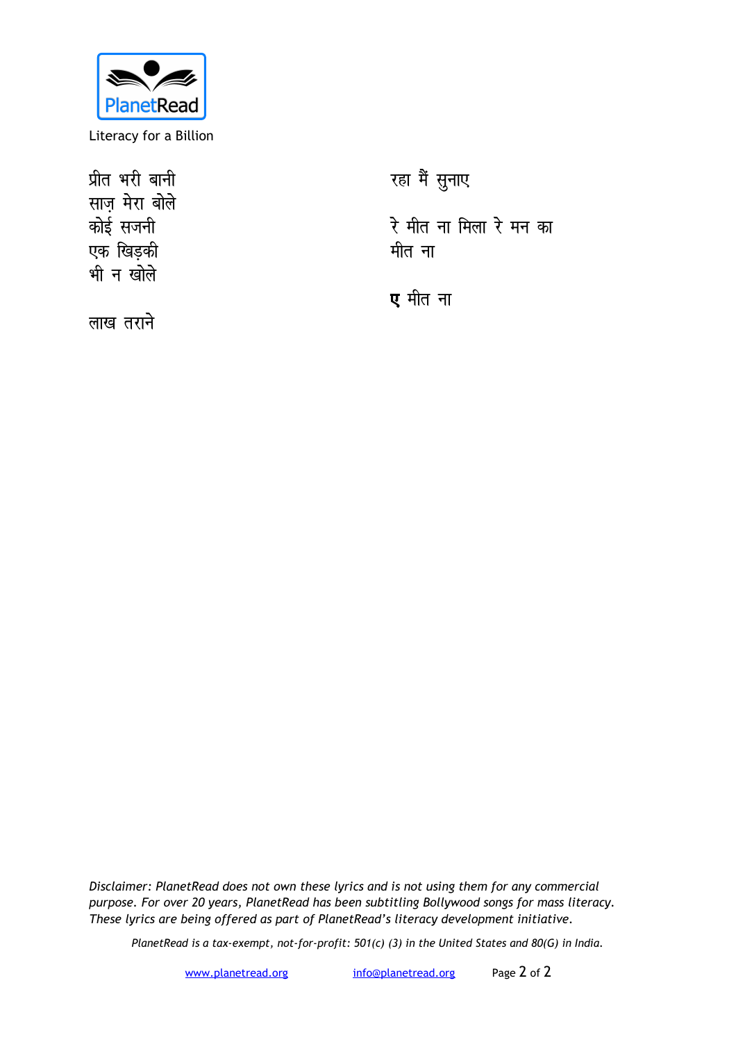Literacy for a Billion

प्रीत भरी बानी
साज़ मेरा बोले
कोई सजनी
एक खिड़की
भी न खोले

लाख तराने

रहा मैं सुनाए

रे मीत ना मिला रे मन का
मीत ना

**ए** मीत ना

*Disclaimer: PlanetRead does not own these lyrics and is not using them for any commercial purpose. For over 20 years, PlanetRead has been subtitling Bollywood songs for mass literacy. These lyrics are being offered as part of PlanetRead's literacy development initiative.*

*PlanetRead is a tax-exempt, not-for-profit: 501(c) (3) in the United States and 80(G) in India.*

www.planetread.org info@planetread.org